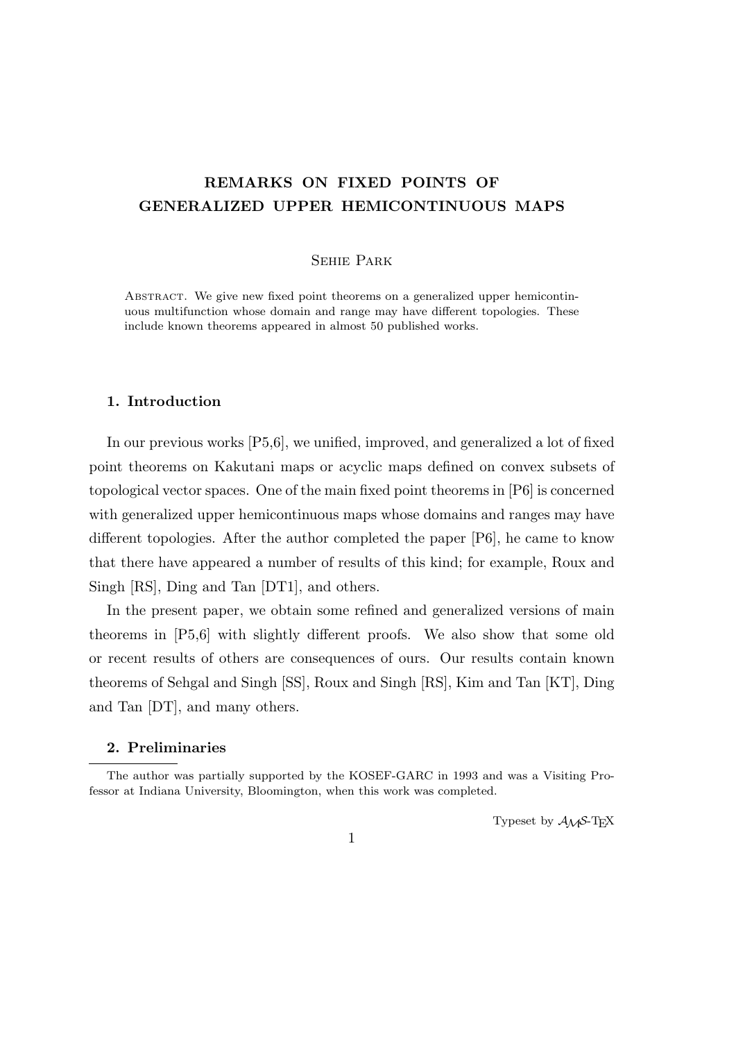# REMARKS ON FIXED POINTS OF GENERALIZED UPPER HEMICONTINUOUS MAPS

Sehie Park

Abstract. We give new fixed point theorems on a generalized upper hemicontinuous multifunction whose domain and range may have different topologies. These include known theorems appeared in almost 50 published works.

## 1. Introduction

In our previous works [P5,6], we unified, improved, and generalized a lot of fixed point theorems on Kakutani maps or acyclic maps defined on convex subsets of topological vector spaces. One of the main fixed point theorems in [P6] is concerned with generalized upper hemicontinuous maps whose domains and ranges may have different topologies. After the author completed the paper [P6], he came to know that there have appeared a number of results of this kind; for example, Roux and Singh [RS], Ding and Tan [DT1], and others.

In the present paper, we obtain some refined and generalized versions of main theorems in [P5,6] with slightly different proofs. We also show that some old or recent results of others are consequences of ours. Our results contain known theorems of Sehgal and Singh [SS], Roux and Singh [RS], Kim and Tan [KT], Ding and Tan [DT], and many others.

## 2. Preliminaries

The author was partially supported by the KOSEF-GARC in 1993 and was a Visiting Professor at Indiana University, Bloomington, when this work was completed.

Typeset by $\mathcal{A}_{\mathcal{M}}\mathcal{S}$-TEX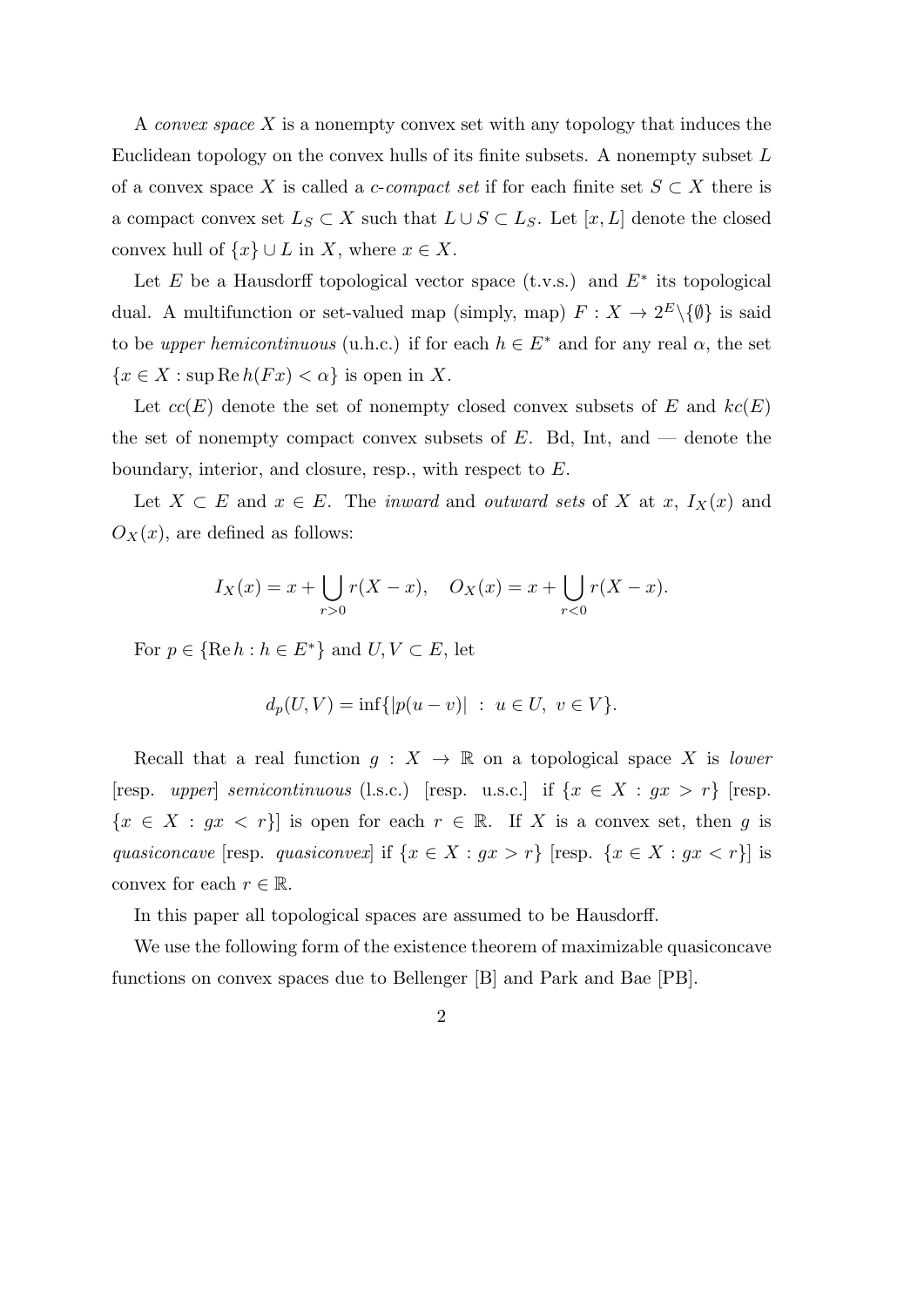A *convex space* $X$ is a nonempty convex set with any topology that induces the Euclidean topology on the convex hulls of its finite subsets. A nonempty subset $L$ of a convex space $X$ is called a *c-compact set* if for each finite set $S \subset X$ there is a compact convex set $L_S \subset X$ such that $L \cup S \subset L_S$. Let $[x, L]$ denote the closed convex hull of $\{x\} \cup L$ in $X$, where $x \in X$.

Let $E$ be a Hausdorff topological vector space (t.v.s.) and $E^*$ its topological dual. A multifunction or set-valued map (simply, map) $F : X \to 2^E \backslash \{\emptyset\}$ is said to be *upper hemicontinuous* (u.h.c.) if for each $h \in E^*$ and for any real $\alpha$, the set $\{x \in X : \sup \operatorname{Re} h(Fx) < \alpha\}$ is open in $X$.

Let $cc(E)$ denote the set of nonempty closed convex subsets of $E$ and $kc(E)$ the set of nonempty compact convex subsets of $E$. Bd, Int, and — denote the boundary, interior, and closure, resp., with respect to $E$.

Let $X \subset E$ and $x \in E$. The *inward* and *outward sets* of $X$ at $x$, $I_X(x)$ and $O_X(x)$, are defined as follows:

$$I_X(x) = x + \bigcup_{r>0} r(X - x), \quad O_X(x) = x + \bigcup_{r<0} r(X - x).$$

For $p \in \{\operatorname{Re} h : h \in E^*\}$ and $U, V \subset E$, let

$$d_p(U, V) = \inf\{|p(u - v)| \ : \ u \in U, \ v \in V\}.$$

Recall that a real function $g : X \to \mathbb{R}$ on a topological space $X$ is *lower* [resp. *upper*] *semicontinuous* (l.s.c.) [resp. u.s.c.] if $\{x \in X : gx > r\}$ [resp. $\{x \in X : gx < r\}$] is open for each $r \in \mathbb{R}$. If $X$ is a convex set, then $g$ is *quasiconcave* [resp. *quasiconvex*] if $\{x \in X : gx > r\}$ [resp. $\{x \in X : gx < r\}$] is convex for each $r \in \mathbb{R}$.

In this paper all topological spaces are assumed to be Hausdorff.

We use the following form of the existence theorem of maximizable quasiconcave functions on convex spaces due to Bellenger [B] and Park and Bae [PB].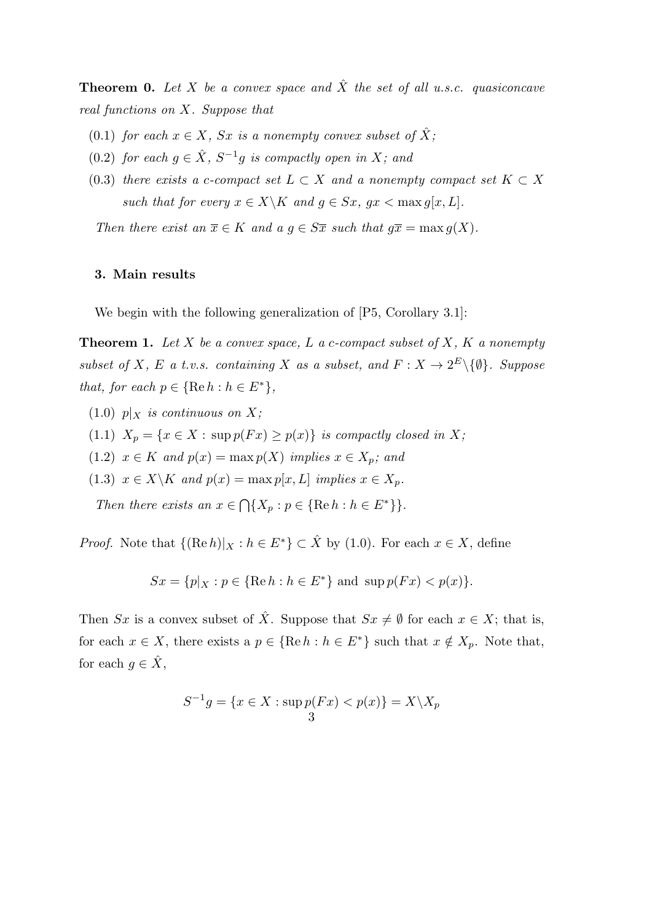**Theorem 0.** *Let $X$ be a convex space and $\hat{X}$ the set of all u.s.c. quasiconcave real functions on $X$. Suppose that*

- (0.1) *for each $x \in X$, $Sx$ is a nonempty convex subset of $\hat{X}$;*
- (0.2) *for each $g \in \hat{X}$, $S^{-1}g$ is compactly open in $X$; and*
- (0.3) *there exists a c-compact set $L \subset X$ and a nonempty compact set $K \subset X$ such that for every $x \in X \backslash K$ and $g \in Sx$, $gx < \max g[x, L]$.*

*Then there exist an $\overline{x} \in K$ and a $g \in S\overline{x}$ such that $g\overline{x} = \max g(X)$.*

## 3. Main results

We begin with the following generalization of [P5, Corollary 3.1]:

**Theorem 1.** *Let $X$ be a convex space, $L$ a c-compact subset of $X$, $K$ a nonempty subset of $X$, $E$ a t.v.s. containing $X$ as a subset, and $F : X \to 2^E \backslash \{\emptyset\}$. Suppose that, for each $p \in \{\operatorname{Re} h : h \in E^*\}$,*

- (1.0) *$p|_X$ is continuous on $X$;*
- (1.1) *$X_p = \{x \in X : \sup p(Fx) \geq p(x)\}$ is compactly closed in $X$;*
- (1.2) *$x \in K$ and $p(x) = \max p(X)$ implies $x \in X_p$; and*
- (1.3) *$x \in X \backslash K$ and $p(x) = \max p[x, L]$ implies $x \in X_p$.*

*Then there exists an $x \in \bigcap \{X_p : p \in \{\operatorname{Re} h : h \in E^*\}\}$.*

*Proof.* Note that $\{(\operatorname{Re} h)|_X : h \in E^*\} \subset \hat{X}$ by (1.0). For each $x \in X$, define

$$Sx = \{p|_X : p \in \{\operatorname{Re} h : h \in E^*\} \text{ and } \sup p(Fx) < p(x)\}.$$

Then $Sx$ is a convex subset of $\hat{X}$. Suppose that $Sx \neq \emptyset$ for each $x \in X$; that is, for each $x \in X$, there exists a $p \in \{\operatorname{Re} h : h \in E^*\}$ such that $x \notin X_p$. Note that, for each $g \in \hat{X}$,

$$S^{-1}g = \{x \in X : \sup p(Fx) < p(x)\} = X \backslash X_p$$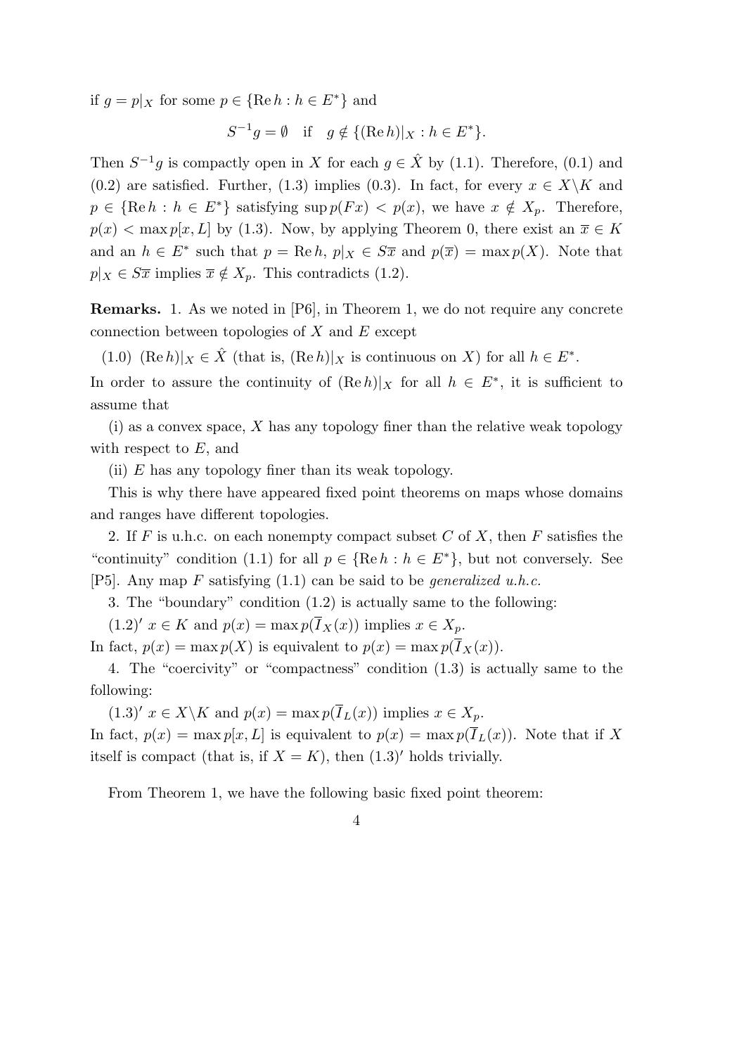if $g = p|_X$ for some $p \in \{\operatorname{Re} h : h \in E^*\}$ and

$$S^{-1}g = \emptyset \quad \text{if} \quad g \notin \{(\operatorname{Re} h)|_X : h \in E^*\}.$$

Then $S^{-1}g$ is compactly open in $X$ for each $g \in \hat{X}$ by (1.1). Therefore, (0.1) and (0.2) are satisfied. Further, (1.3) implies (0.3). In fact, for every $x \in X \backslash K$ and $p \in \{\operatorname{Re} h : h \in E^*\}$ satisfying $\sup p(Fx) < p(x)$, we have $x \notin X_p$. Therefore, $p(x) < \max p[x, L]$ by (1.3). Now, by applying Theorem 0, there exist an $\overline{x} \in K$ and an $h \in E^*$ such that $p = \operatorname{Re} h$, $p|_X \in S\overline{x}$ and $p(\overline{x}) = \max p(X)$. Note that $p|_X \in S\overline{x}$ implies $\overline{x} \notin X_p$. This contradicts (1.2).

**Remarks.** 1. As we noted in [P6], in Theorem 1, we do not require any concrete connection between topologies of $X$ and $E$ except

(1.0) $(\operatorname{Re} h)|_X \in \hat{X}$ (that is, $(\operatorname{Re} h)|_X$ is continuous on $X$) for all $h \in E^*$.

In order to assure the continuity of $(\operatorname{Re} h)|_X$ for all $h \in E^*$, it is sufficient to assume that

(i) as a convex space, $X$ has any topology finer than the relative weak topology with respect to $E$, and

(ii) $E$ has any topology finer than its weak topology.

This is why there have appeared fixed point theorems on maps whose domains and ranges have different topologies.

2. If $F$ is u.h.c. on each nonempty compact subset $C$ of $X$, then $F$ satisfies the "continuity" condition (1.1) for all $p \in \{\operatorname{Re} h : h \in E^*\}$, but not conversely. See [P5]. Any map $F$ satisfying (1.1) can be said to be *generalized u.h.c.*

3. The "boundary" condition (1.2) is actually same to the following:

$(1.2)'$ $x \in K$ and $p(x) = \max p(\overline{I}_X(x))$ implies $x \in X_p$.

In fact, $p(x) = \max p(X)$ is equivalent to $p(x) = \max p(\overline{I}_X(x))$.

4. The "coercivity" or "compactness" condition (1.3) is actually same to the following:

$(1.3)'$ $x \in X \backslash K$ and $p(x) = \max p(\overline{I}_L(x))$ implies $x \in X_p$.

In fact, $p(x) = \max p[x, L]$ is equivalent to $p(x) = \max p(\overline{I}_L(x))$. Note that if $X$ itself is compact (that is, if $X = K$), then $(1.3)'$ holds trivially.

From Theorem 1, we have the following basic fixed point theorem: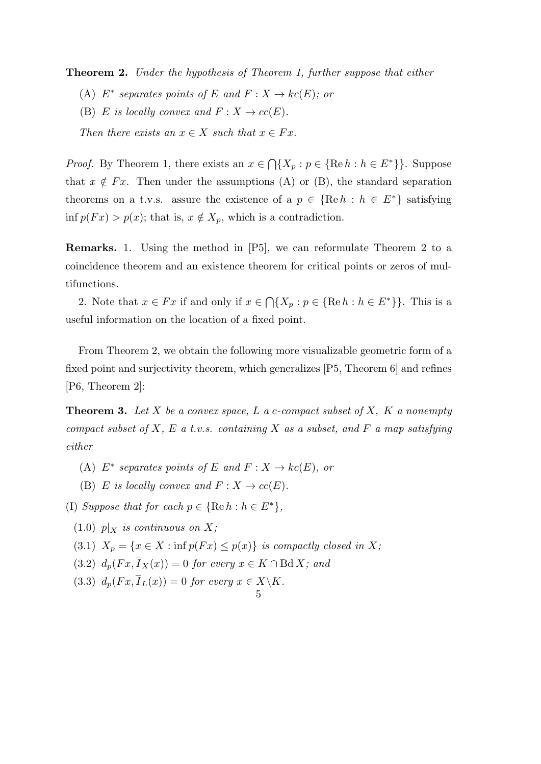**Theorem 2.** *Under the hypothesis of Theorem 1, further suppose that either*

(A) *$E^*$ separates points of $E$ and $F : X \to kc(E)$; or*

(B) *$E$ is locally convex and $F : X \to cc(E)$.*

*Then there exists an $x \in X$ such that $x \in Fx$.*

*Proof.* By Theorem 1, there exists an $x \in \bigcap\{X_p : p \in \{\mathrm{Re}\, h : h \in E^*\}\}$. Suppose that $x \notin Fx$. Then under the assumptions (A) or (B), the standard separation theorems on a t.v.s. assure the existence of a $p \in \{\mathrm{Re}\, h : h \in E^*\}$ satisfying $\inf p(Fx) > p(x)$; that is, $x \notin X_p$, which is a contradiction.

**Remarks.** 1. Using the method in [P5], we can reformulate Theorem 2 to a coincidence theorem and an existence theorem for critical points or zeros of multifunctions.

2. Note that $x \in Fx$ if and only if $x \in \bigcap\{X_p : p \in \{\mathrm{Re}\, h : h \in E^*\}\}$. This is a useful information on the location of a fixed point.

From Theorem 2, we obtain the following more visualizable geometric form of a fixed point and surjectivity theorem, which generalizes [P5, Theorem 6] and refines [P6, Theorem 2]:

**Theorem 3.** *Let $X$ be a convex space, $L$ a c-compact subset of $X$, $K$ a nonempty compact subset of $X$, $E$ a t.v.s. containing $X$ as a subset, and $F$ a map satisfying either*

(A) *$E^*$ separates points of $E$ and $F : X \to kc(E)$, or*

(B) *$E$ is locally convex and $F : X \to cc(E)$.*

(I) *Suppose that for each $p \in \{\mathrm{Re}\, h : h \in E^*\}$,*

(1.0) *$p|_X$ is continuous on $X$;*

(3.1) *$X_p = \{x \in X : \inf p(Fx) \leq p(x)\}$ is compactly closed in $X$;*

(3.2) *$d_p(Fx, \overline{I}_X(x)) = 0$ for every $x \in K \cap \mathrm{Bd}\, X$; and*

(3.3) *$d_p(Fx, \overline{I}_L(x)) = 0$ for every $x \in X \backslash K$.*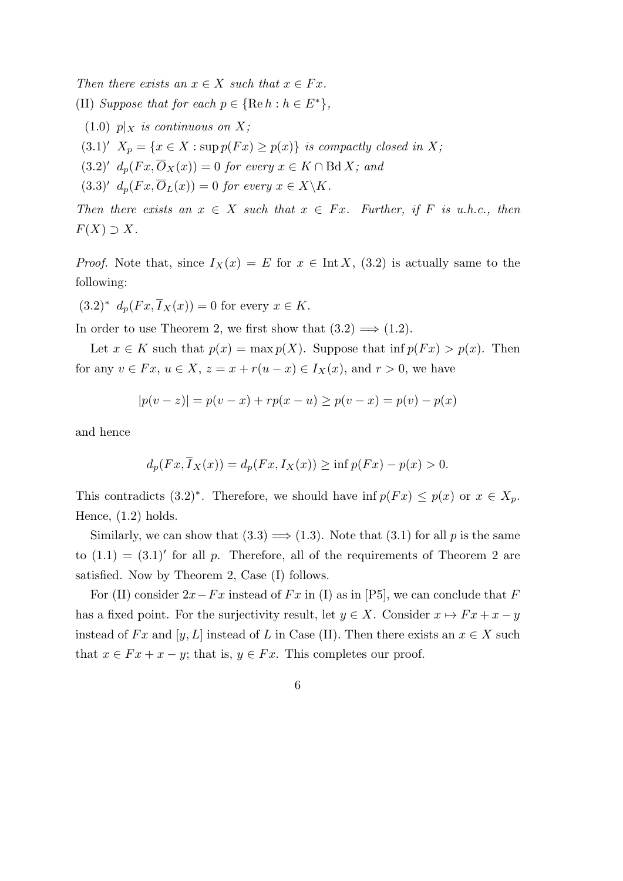*Then there exists an $x \in X$ such that $x \in Fx$.*

(II) *Suppose that for each $p \in \{\operatorname{Re} h : h \in E^*\}$,*

(1.0) *$p|_X$ is continuous on $X$;*

$(3.1)'$ *$X_p = \{x \in X : \sup p(Fx) \geq p(x)\}$ is compactly closed in $X$;*

$(3.2)'$ *$d_p(Fx, \overline{O}_X(x)) = 0$ for every $x \in K \cap \operatorname{Bd} X$; and*

$(3.3)'$ *$d_p(Fx, \overline{O}_L(x)) = 0$ for every $x \in X \backslash K$.*

*Then there exists an $x \in X$ such that $x \in Fx$. Further, if $F$ is u.h.c., then $F(X) \supset X$.*

*Proof.* Note that, since $I_X(x) = E$ for $x \in \operatorname{Int} X$, (3.2) is actually same to the following:

$(3.2)^*$ $d_p(Fx, \overline{I}_X(x)) = 0$ for every $x \in K$.

In order to use Theorem 2, we first show that $(3.2) \Longrightarrow (1.2)$.

Let $x \in K$ such that $p(x) = \max p(X)$. Suppose that $\inf p(Fx) > p(x)$. Then for any $v \in Fx$, $u \in X$, $z = x + r(u - x) \in I_X(x)$, and $r > 0$, we have

$$|p(v - z)| = p(v - x) + rp(x - u) \geq p(v - x) = p(v) - p(x)$$

and hence

$$d_p(Fx, \overline{I}_X(x)) = d_p(Fx, I_X(x)) \geq \inf p(Fx) - p(x) > 0.$$

This contradicts $(3.2)^*$. Therefore, we should have $\inf p(Fx) \leq p(x)$ or $x \in X_p$. Hence, (1.2) holds.

Similarly, we can show that $(3.3) \Longrightarrow (1.3)$. Note that (3.1) for all $p$ is the same to $(1.1) = (3.1)'$ for all $p$. Therefore, all of the requirements of Theorem 2 are satisfied. Now by Theorem 2, Case (I) follows.

For (II) consider $2x - Fx$ instead of $Fx$ in (I) as in [P5], we can conclude that $F$ has a fixed point. For the surjectivity result, let $y \in X$. Consider $x \mapsto Fx + x - y$ instead of $Fx$ and $[y, L]$ instead of $L$ in Case (II). Then there exists an $x \in X$ such that $x \in Fx + x - y$; that is, $y \in Fx$. This completes our proof.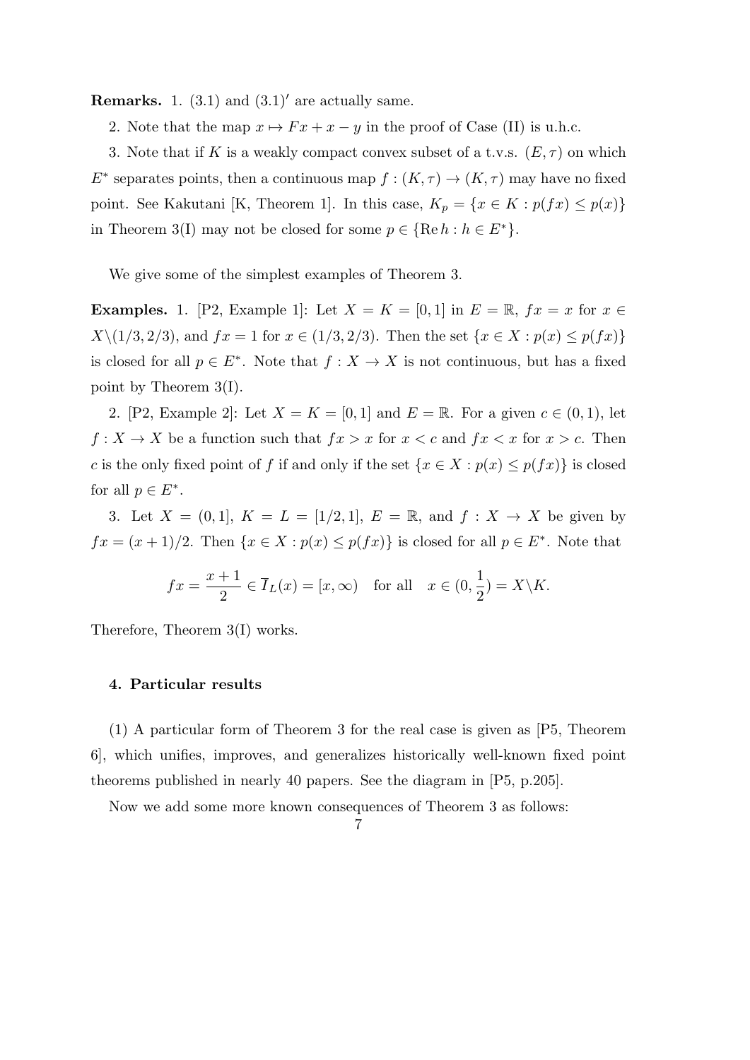**Remarks.** 1. (3.1) and $(3.1)'$ are actually same.

2. Note that the map $x \mapsto Fx + x - y$ in the proof of Case (II) is u.h.c.

3. Note that if $K$ is a weakly compact convex subset of a t.v.s. $(E, \tau)$ on which $E^*$ separates points, then a continuous map $f : (K, \tau) \to (K, \tau)$ may have no fixed point. See Kakutani [K, Theorem 1]. In this case, $K_p = \{x \in K : p(fx) \leq p(x)\}$ in Theorem 3(I) may not be closed for some $p \in \{\operatorname{Re} h : h \in E^*\}$.

We give some of the simplest examples of Theorem 3.

**Examples.** 1. [P2, Example 1]: Let $X = K = [0, 1]$ in $E = \mathbb{R}$, $fx = x$ for $x \in X \backslash (1/3, 2/3)$, and $fx = 1$ for $x \in (1/3, 2/3)$. Then the set $\{x \in X : p(x) \leq p(fx)\}$ is closed for all $p \in E^*$. Note that $f : X \to X$ is not continuous, but has a fixed point by Theorem 3(I).

2. [P2, Example 2]: Let $X = K = [0, 1]$ and $E = \mathbb{R}$. For a given $c \in (0, 1)$, let $f : X \to X$ be a function such that $fx > x$ for $x < c$ and $fx < x$ for $x > c$. Then $c$ is the only fixed point of $f$ if and only if the set $\{x \in X : p(x) \leq p(fx)\}$ is closed for all $p \in E^*$.

3. Let $X = (0, 1]$, $K = L = [1/2, 1]$, $E = \mathbb{R}$, and $f : X \to X$ be given by $fx = (x + 1)/2$. Then $\{x \in X : p(x) \leq p(fx)\}$ is closed for all $p \in E^*$. Note that

$$fx = \frac{x+1}{2} \in \overline{I}_L(x) = [x, \infty) \quad \text{for all} \quad x \in (0, \frac{1}{2}) = X \backslash K.$$

Therefore, Theorem 3(I) works.

### 4. Particular results

(1) A particular form of Theorem 3 for the real case is given as [P5, Theorem 6], which unifies, improves, and generalizes historically well-known fixed point theorems published in nearly 40 papers. See the diagram in [P5, p.205].

Now we add some more known consequences of Theorem 3 as follows: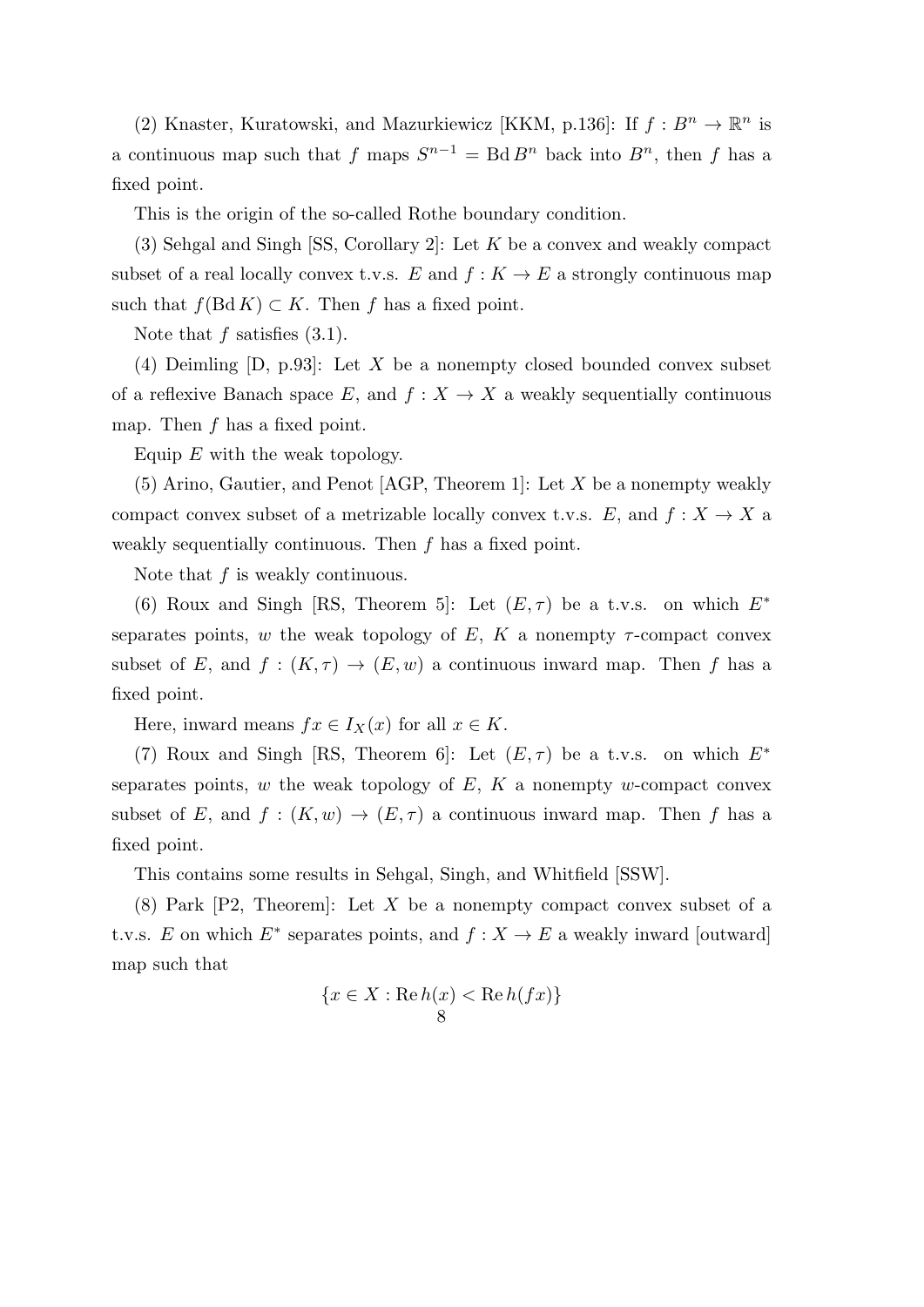(2) Knaster, Kuratowski, and Mazurkiewicz [KKM, p.136]: If $f : B^n \to \mathbb{R}^n$ is a continuous map such that $f$ maps $S^{n-1} = \operatorname{Bd} B^n$ back into $B^n$, then $f$ has a fixed point.

This is the origin of the so-called Rothe boundary condition.

(3) Sehgal and Singh [SS, Corollary 2]: Let $K$ be a convex and weakly compact subset of a real locally convex t.v.s. $E$ and $f : K \to E$ a strongly continuous map such that $f(\operatorname{Bd} K) \subset K$. Then $f$ has a fixed point.

Note that $f$ satisfies (3.1).

(4) Deimling [D, p.93]: Let $X$ be a nonempty closed bounded convex subset of a reflexive Banach space $E$, and $f : X \to X$ a weakly sequentially continuous map. Then $f$ has a fixed point.

Equip $E$ with the weak topology.

(5) Arino, Gautier, and Penot [AGP, Theorem 1]: Let $X$ be a nonempty weakly compact convex subset of a metrizable locally convex t.v.s. $E$, and $f : X \to X$ a weakly sequentially continuous. Then $f$ has a fixed point.

Note that $f$ is weakly continuous.

(6) Roux and Singh [RS, Theorem 5]: Let $(E, \tau)$ be a t.v.s. on which $E^*$ separates points, $w$ the weak topology of $E$, $K$ a nonempty $\tau$-compact convex subset of $E$, and $f : (K, \tau) \to (E, w)$ a continuous inward map. Then $f$ has a fixed point.

Here, inward means $fx \in I_X(x)$ for all $x \in K$.

(7) Roux and Singh [RS, Theorem 6]: Let $(E, \tau)$ be a t.v.s. on which $E^*$ separates points, $w$ the weak topology of $E$, $K$ a nonempty $w$-compact convex subset of $E$, and $f : (K, w) \to (E, \tau)$ a continuous inward map. Then $f$ has a fixed point.

This contains some results in Sehgal, Singh, and Whitfield [SSW].

(8) Park [P2, Theorem]: Let $X$ be a nonempty compact convex subset of a t.v.s. $E$ on which $E^*$ separates points, and $f : X \to E$ a weakly inward [outward] map such that

$$\{x \in X : \operatorname{Re} h(x) < \operatorname{Re} h(fx)\}$$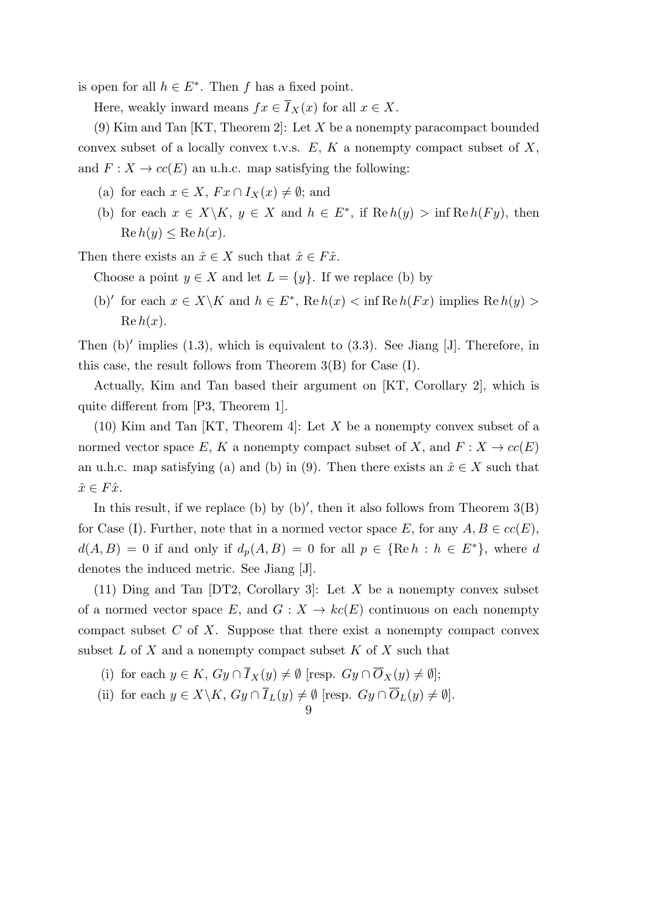is open for all $h \in E^*$. Then $f$ has a fixed point.

Here, weakly inward means $fx \in \overline{I}_X(x)$ for all $x \in X$.

(9) Kim and Tan [KT, Theorem 2]: Let $X$ be a nonempty paracompact bounded convex subset of a locally convex t.v.s. $E$, $K$ a nonempty compact subset of $X$, and $F : X \to cc(E)$ an u.h.c. map satisfying the following:

(a) for each $x \in X$, $Fx \cap I_X(x) \neq \emptyset$; and

(b) for each $x \in X \backslash K$, $y \in X$ and $h \in E^*$, if $\operatorname{Re} h(y) > \inf \operatorname{Re} h(Fy)$, then $\operatorname{Re} h(y) \leq \operatorname{Re} h(x)$.

Then there exists an $\hat{x} \in X$ such that $\hat{x} \in F\hat{x}$.

Choose a point $y \in X$ and let $L = \{y\}$. If we replace (b) by

(b)$'$ for each $x \in X \backslash K$ and $h \in E^*$, $\operatorname{Re} h(x) < \inf \operatorname{Re} h(Fx)$ implies $\operatorname{Re} h(y) > \operatorname{Re} h(x)$.

Then (b)$'$ implies (1.3), which is equivalent to (3.3). See Jiang [J]. Therefore, in this case, the result follows from Theorem 3(B) for Case (I).

Actually, Kim and Tan based their argument on [KT, Corollary 2], which is quite different from [P3, Theorem 1].

(10) Kim and Tan [KT, Theorem 4]: Let $X$ be a nonempty convex subset of a normed vector space $E$, $K$ a nonempty compact subset of $X$, and $F : X \to cc(E)$ an u.h.c. map satisfying (a) and (b) in (9). Then there exists an $\hat{x} \in X$ such that $\hat{x} \in F\hat{x}$.

In this result, if we replace (b) by (b)$'$, then it also follows from Theorem 3(B) for Case (I). Further, note that in a normed vector space $E$, for any $A, B \in cc(E)$, $d(A, B) = 0$ if and only if $d_p(A, B) = 0$ for all $p \in \{\operatorname{Re} h : h \in E^*\}$, where $d$ denotes the induced metric. See Jiang [J].

(11) Ding and Tan [DT2, Corollary 3]: Let $X$ be a nonempty convex subset of a normed vector space $E$, and $G : X \to kc(E)$ continuous on each nonempty compact subset $C$ of $X$. Suppose that there exist a nonempty compact convex subset $L$ of $X$ and a nonempty compact subset $K$ of $X$ such that

(i) for each $y \in K$, $Gy \cap \overline{I}_X(y) \neq \emptyset$ [resp. $Gy \cap \overline{O}_X(y) \neq \emptyset$];

(ii) for each $y \in X \backslash K$, $Gy \cap \overline{I}_L(y) \neq \emptyset$ [resp. $Gy \cap \overline{O}_L(y) \neq \emptyset$].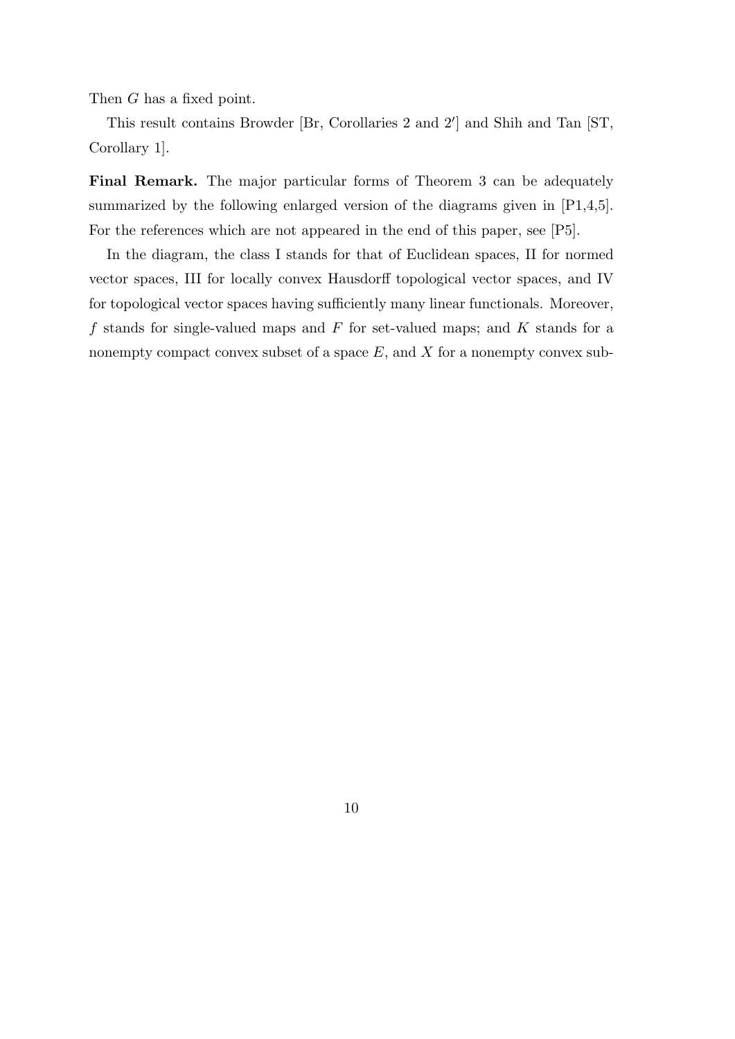Then $G$ has a fixed point.

This result contains Browder [Br, Corollaries 2 and 2′] and Shih and Tan [ST, Corollary 1].

**Final Remark.** The major particular forms of Theorem 3 can be adequately summarized by the following enlarged version of the diagrams given in [P1,4,5]. For the references which are not appeared in the end of this paper, see [P5].

In the diagram, the class I stands for that of Euclidean spaces, II for normed vector spaces, III for locally convex Hausdorff topological vector spaces, and IV for topological vector spaces having sufficiently many linear functionals. Moreover, $f$ stands for single-valued maps and $F$ for set-valued maps; and $K$ stands for a nonempty compact convex subset of a space $E$, and $X$ for a nonempty convex sub-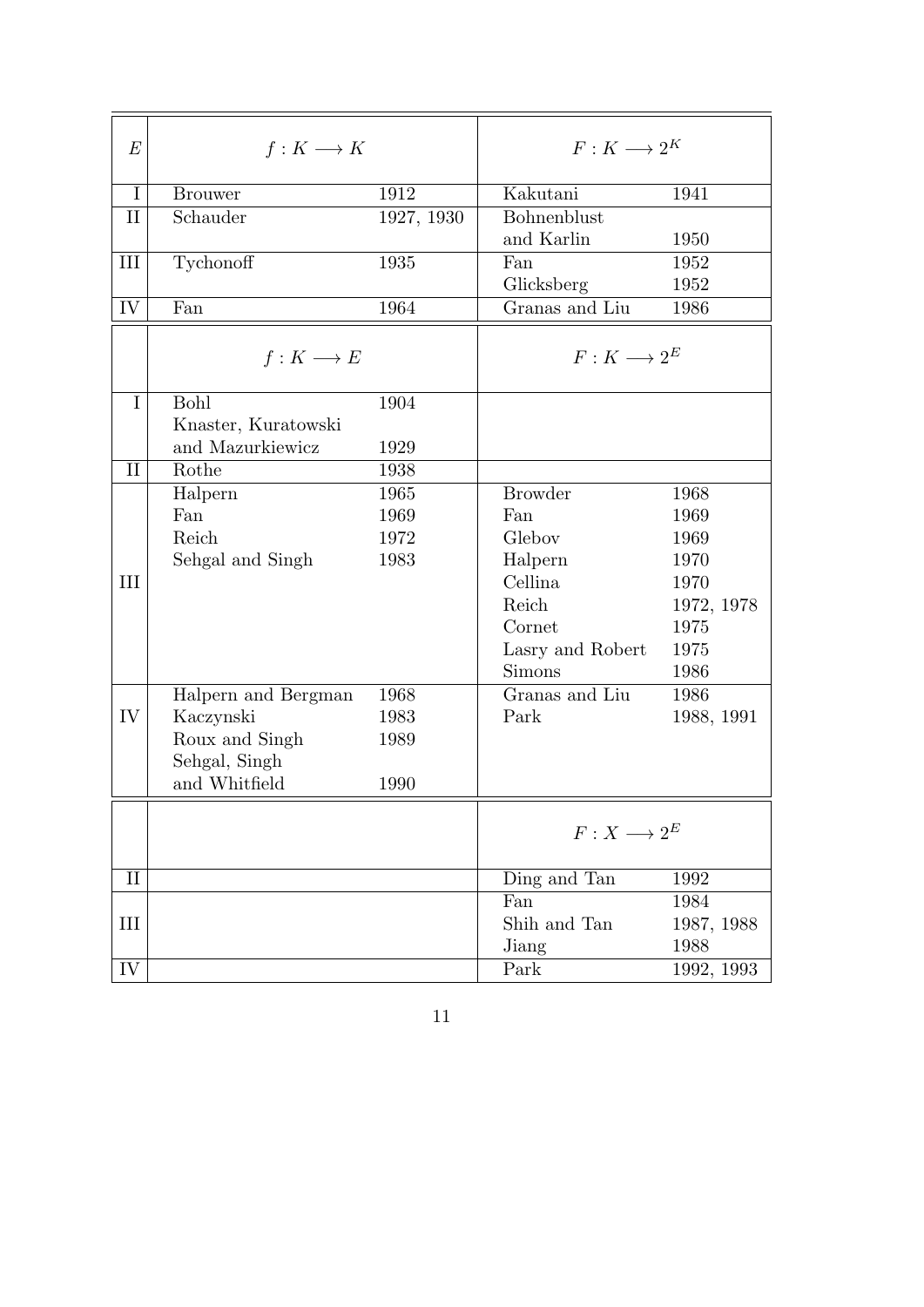| $E$ | $f : K \longrightarrow K$ | | $F : K \longrightarrow 2^K$ | |
|---|---|---|---|---|
| I | Brouwer | 1912 | Kakutani | 1941 |
| II | Schauder | 1927, 1930 | Bohnenblust and Karlin | 1950 |
| III | Tychonoff | 1935 | Fan | 1952 |
| | | | Glicksberg | 1952 |
| IV | Fan | 1964 | Granas and Liu | 1986 |
| | $f : K \longrightarrow E$ | | $F : K \longrightarrow 2^E$ | |
| I | Bohl | 1904 | | |
| | Knaster, Kuratowski and Mazurkiewicz | 1929 | | |
| II | Rothe | 1938 | | |
| III | Halpern | 1965 | Browder | 1968 |
| | Fan | 1969 | Fan | 1969 |
| | Reich | 1972 | Glebov | 1969 |
| | Sehgal and Singh | 1983 | Halpern | 1970 |
| | | | Cellina | 1970 |
| | | | Reich | 1972, 1978 |
| | | | Cornet | 1975 |
| | | | Lasry and Robert | 1975 |
| | | | Simons | 1986 |
| IV | Halpern and Bergman | 1968 | Granas and Liu | 1986 |
| | Kaczynski | 1983 | Park | 1988, 1991 |
| | Roux and Singh | 1989 | | |
| | Sehgal, Singh and Whitfield | 1990 | | |
| | | | $F : X \longrightarrow 2^E$ | |
| II | | | Ding and Tan | 1992 |
| III | | | Fan | 1984 |
| | | | Shih and Tan | 1987, 1988 |
| | | | Jiang | 1988 |
| IV | | | Park | 1992, 1993 |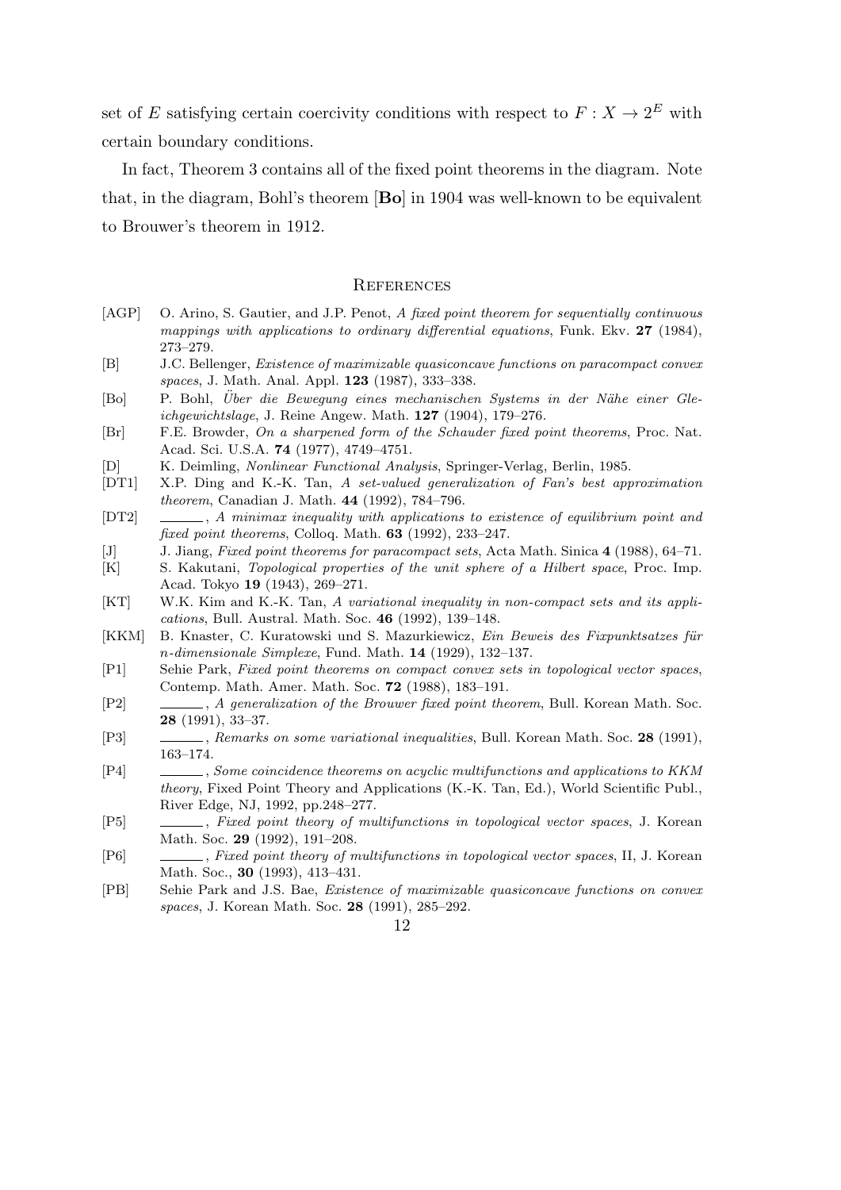set of $E$ satisfying certain coercivity conditions with respect to $F : X \to 2^E$ with certain boundary conditions.

In fact, Theorem 3 contains all of the fixed point theorems in the diagram. Note that, in the diagram, Bohl's theorem [**Bo**] in 1904 was well-known to be equivalent to Brouwer's theorem in 1912.

## References

- [AGP] O. Arino, S. Gautier, and J.P. Penot, *A fixed point theorem for sequentially continuous mappings with applications to ordinary differential equations*, Funk. Ekv. **27** (1984), 273–279.
- [B] J.C. Bellenger, *Existence of maximizable quasiconcave functions on paracompact convex spaces*, J. Math. Anal. Appl. **123** (1987), 333–338.
- [Bo] P. Bohl, *Über die Bewegung eines mechanischen Systems in der Nähe einer Gleichgewichtslage*, J. Reine Angew. Math. **127** (1904), 179–276.
- [Br] F.E. Browder, *On a sharpened form of the Schauder fixed point theorems*, Proc. Nat. Acad. Sci. U.S.A. **74** (1977), 4749–4751.
- [D] K. Deimling, *Nonlinear Functional Analysis*, Springer-Verlag, Berlin, 1985.
- [DT1] X.P. Ding and K.-K. Tan, *A set-valued generalization of Fan's best approximation theorem*, Canadian J. Math. **44** (1992), 784–796.
- [DT2] ______, *A minimax inequality with applications to existence of equilibrium point and fixed point theorems*, Colloq. Math. **63** (1992), 233–247.
- [J] J. Jiang, *Fixed point theorems for paracompact sets*, Acta Math. Sinica **4** (1988), 64–71.
- [K] S. Kakutani, *Topological properties of the unit sphere of a Hilbert space*, Proc. Imp. Acad. Tokyo **19** (1943), 269–271.
- [KT] W.K. Kim and K.-K. Tan, *A variational inequality in non-compact sets and its applications*, Bull. Austral. Math. Soc. **46** (1992), 139–148.
- [KKM] B. Knaster, C. Kuratowski und S. Mazurkiewicz, *Ein Beweis des Fixpunktsatzes für n-dimensionale Simplexe*, Fund. Math. **14** (1929), 132–137.
- [P1] Sehie Park, *Fixed point theorems on compact convex sets in topological vector spaces*, Contemp. Math. Amer. Math. Soc. **72** (1988), 183–191.
- [P2] ______, *A generalization of the Brouwer fixed point theorem*, Bull. Korean Math. Soc. **28** (1991), 33–37.
- [P3] ______, *Remarks on some variational inequalities*, Bull. Korean Math. Soc. **28** (1991), 163–174.
- [P4] ______, *Some coincidence theorems on acyclic multifunctions and applications to KKM theory*, Fixed Point Theory and Applications (K.-K. Tan, Ed.), World Scientific Publ., River Edge, NJ, 1992, pp.248–277.
- [P5] ______, *Fixed point theory of multifunctions in topological vector spaces*, J. Korean Math. Soc. **29** (1992), 191–208.
- [P6] ______, *Fixed point theory of multifunctions in topological vector spaces*, II, J. Korean Math. Soc., **30** (1993), 413–431.
- [PB] Sehie Park and J.S. Bae, *Existence of maximizable quasiconcave functions on convex spaces*, J. Korean Math. Soc. **28** (1991), 285–292.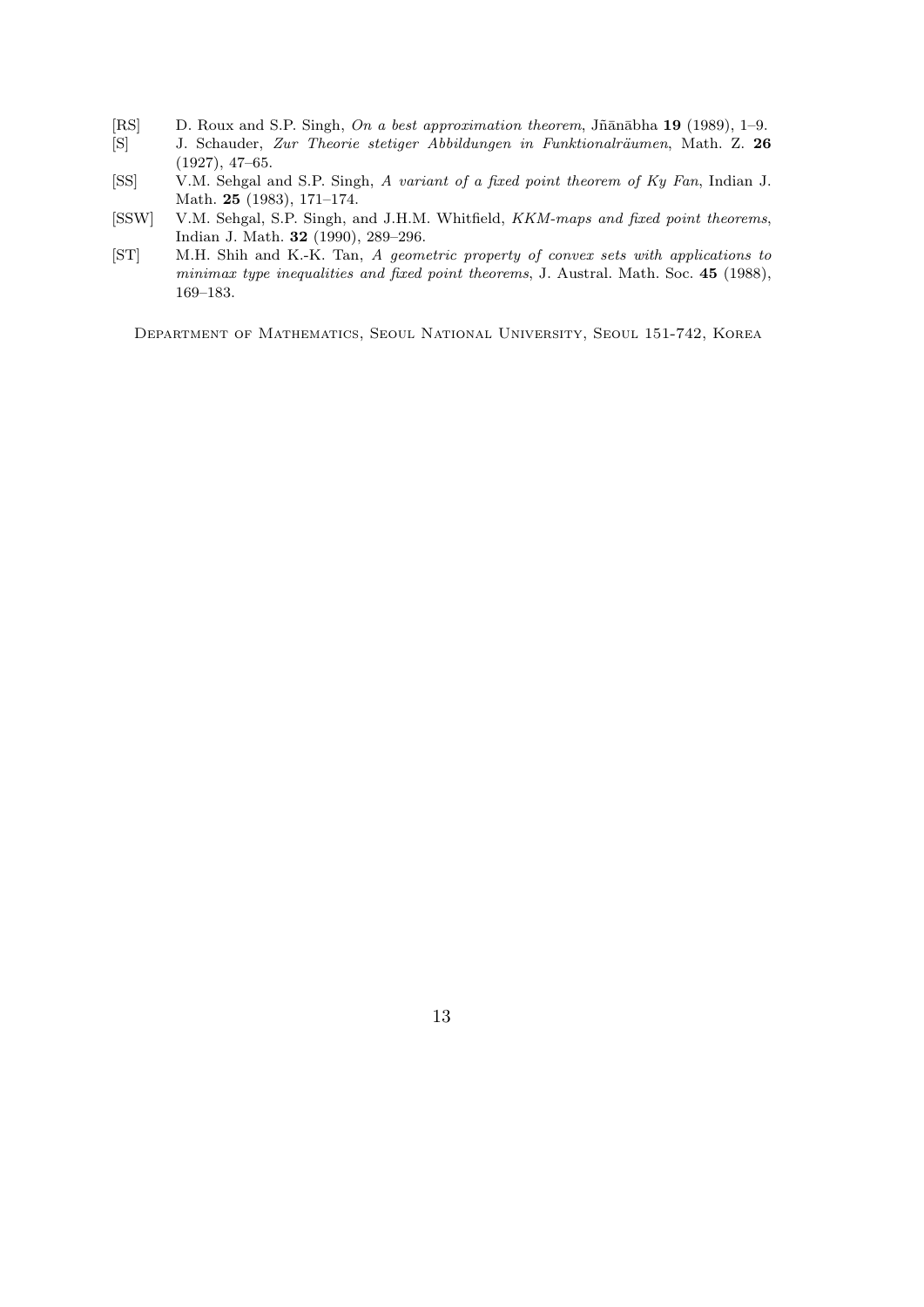- [RS] D. Roux and S.P. Singh, *On a best approximation theorem*, Jñānābha **19** (1989), 1–9.
- [S] J. Schauder, *Zur Theorie stetiger Abbildungen in Funktionalräumen*, Math. Z. **26** (1927), 47–65.
- [SS] V.M. Sehgal and S.P. Singh, *A variant of a fixed point theorem of Ky Fan*, Indian J. Math. **25** (1983), 171–174.
- [SSW] V.M. Sehgal, S.P. Singh, and J.H.M. Whitfield, *KKM-maps and fixed point theorems*, Indian J. Math. **32** (1990), 289–296.
- [ST] M.H. Shih and K.-K. Tan, *A geometric property of convex sets with applications to minimax type inequalities and fixed point theorems*, J. Austral. Math. Soc. **45** (1988), 169–183.

Department of Mathematics, Seoul National University, Seoul 151-742, Korea